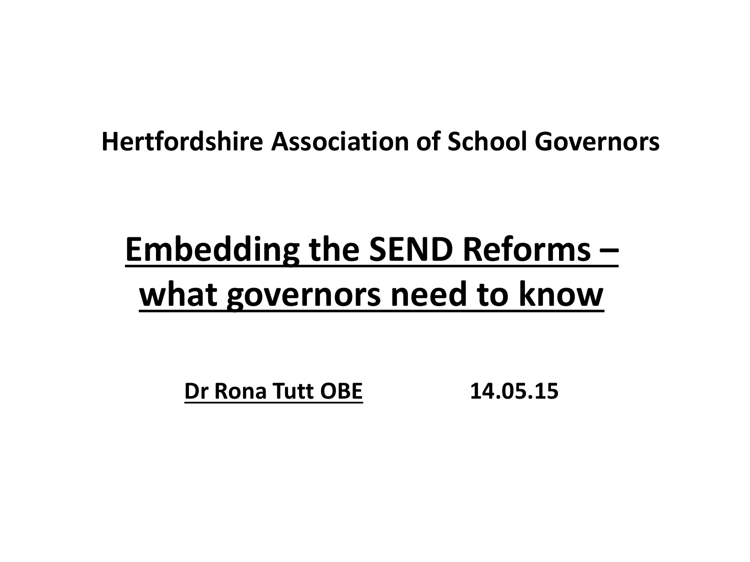**Hertfordshire Association of School Governors**

# Embedding the SEND Reforms – what governors need to know

**Dr Rona Tutt OBE** **14.05.15**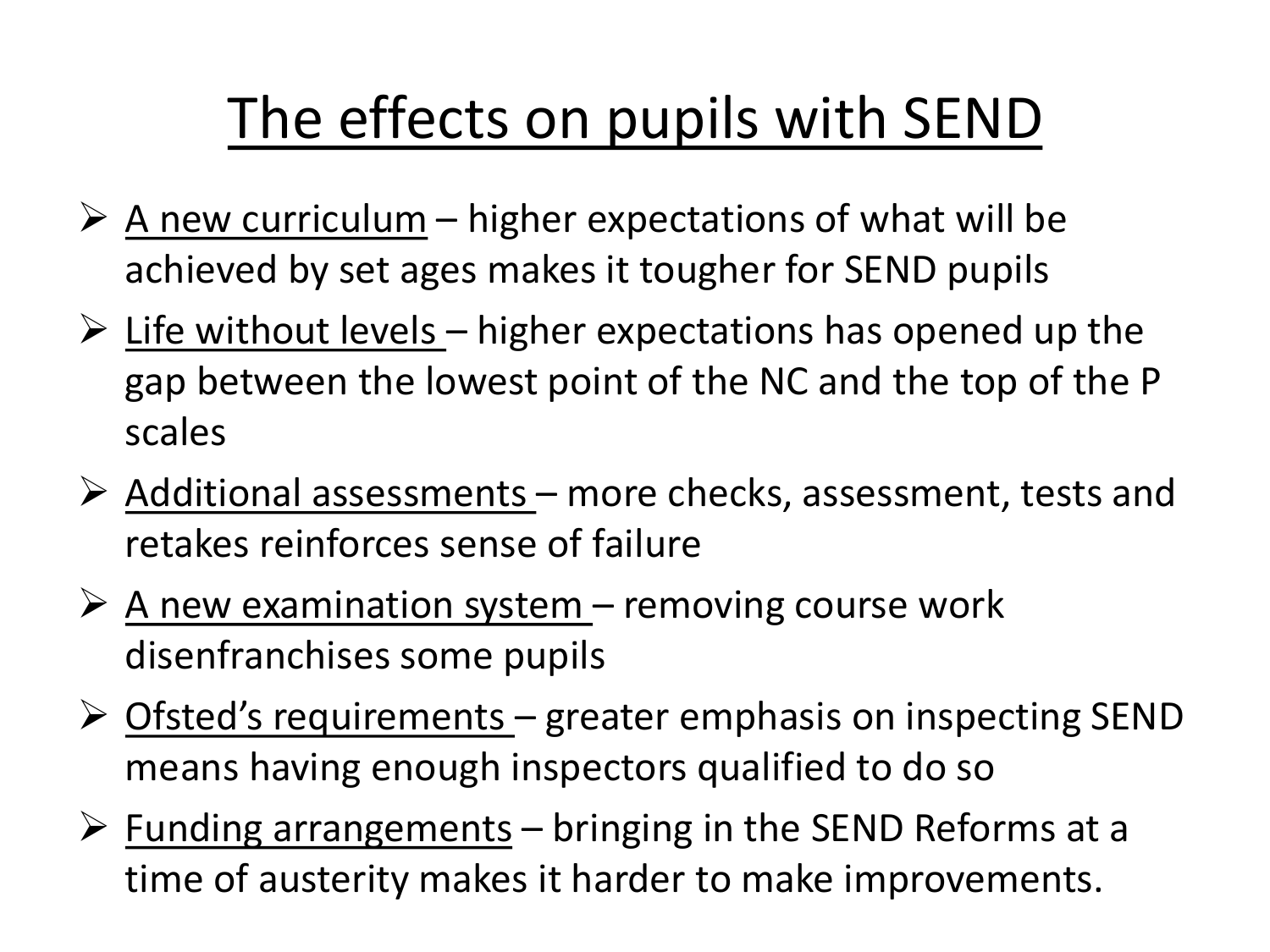# The effects on pupils with SEND

- A new curriculum – higher expectations of what will be achieved by set ages makes it tougher for SEND pupils
- Life without levels – higher expectations has opened up the gap between the lowest point of the NC and the top of the P scales
- Additional assessments – more checks, assessment, tests and retakes reinforces sense of failure
- A new examination system – removing course work disenfranchises some pupils
- Ofsted's requirements – greater emphasis on inspecting SEND means having enough inspectors qualified to do so
- Funding arrangements – bringing in the SEND Reforms at a time of austerity makes it harder to make improvements.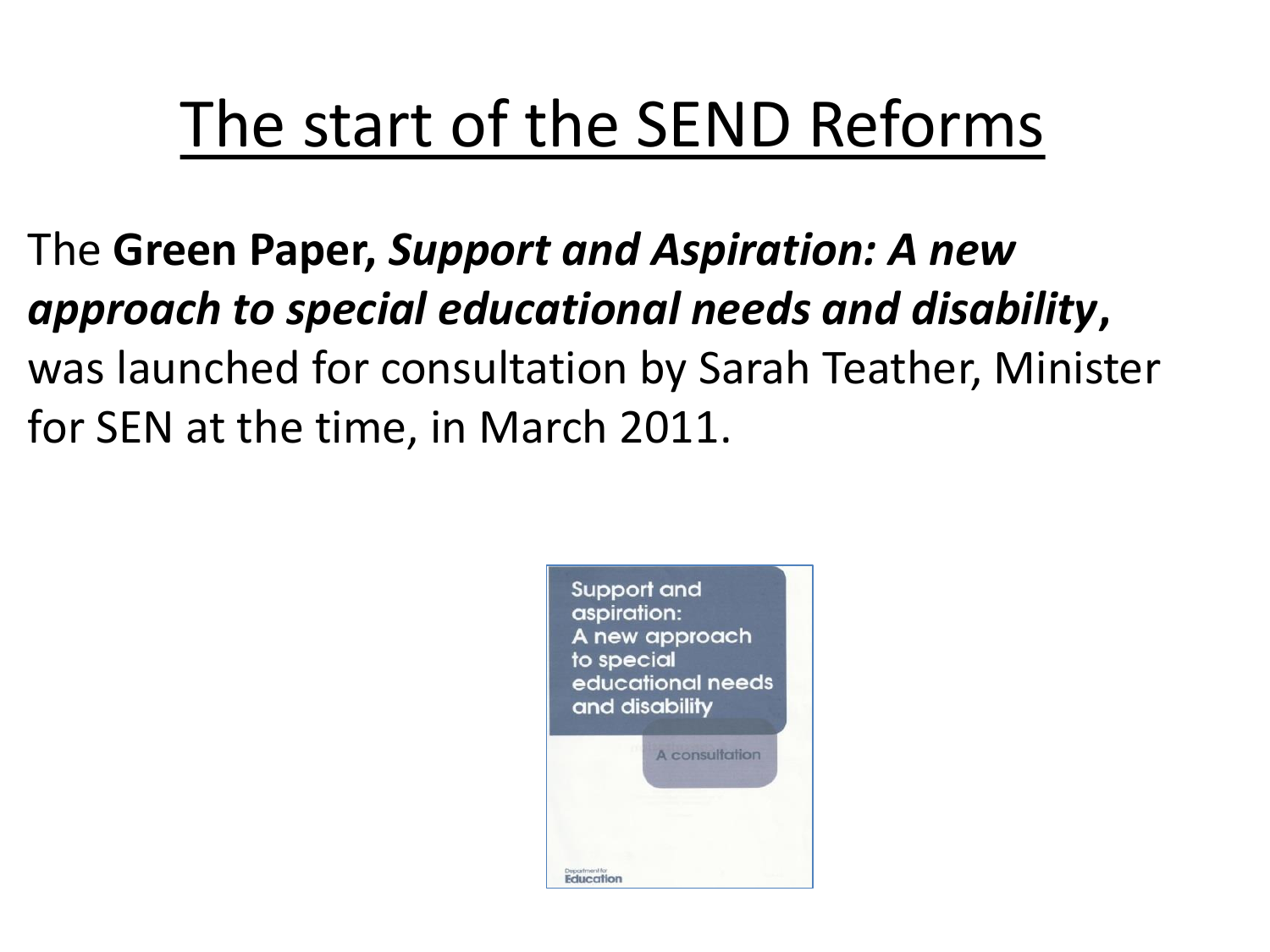# The start of the SEND Reforms

The **Green Paper, *Support and Aspiration: A new approach to special educational needs and disability*,** was launched for consultation by Sarah Teather, Minister for SEN at the time, in March 2011.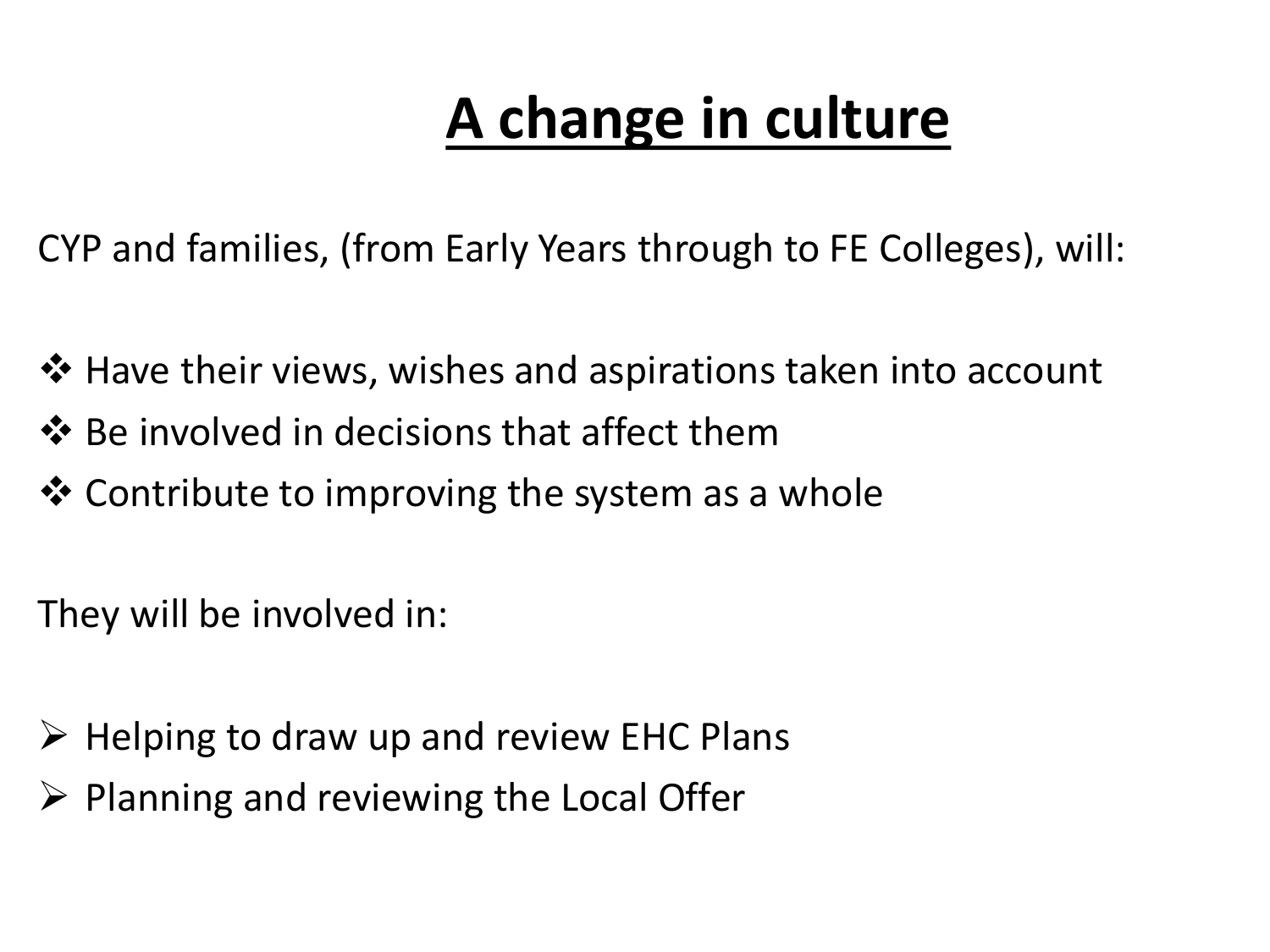# A change in culture

CYP and families, (from Early Years through to FE Colleges), will:

- Have their views, wishes and aspirations taken into account
- Be involved in decisions that affect them
- Contribute to improving the system as a whole

They will be involved in:

- Helping to draw up and review EHC Plans
- Planning and reviewing the Local Offer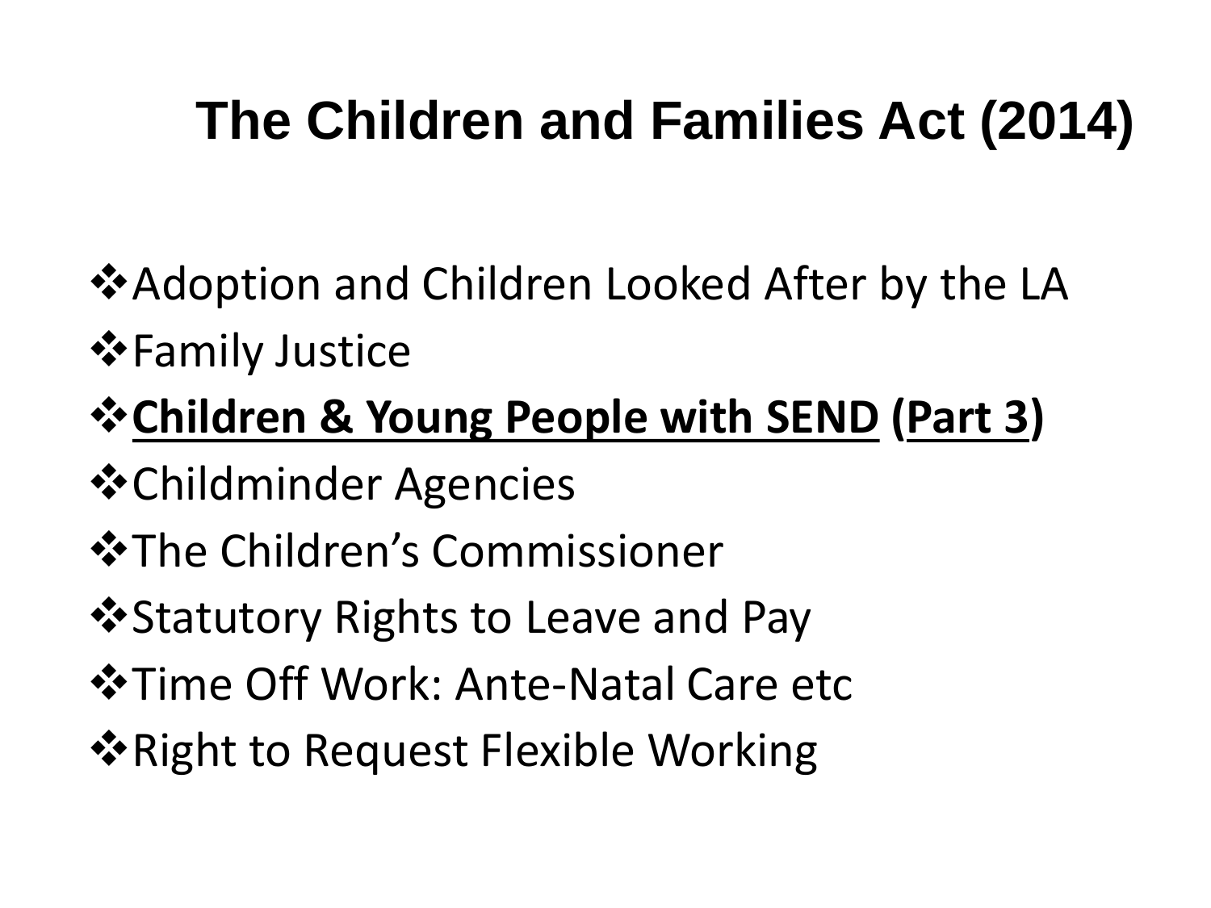# The Children and Families Act (2014)

- Adoption and Children Looked After by the LA
- Family Justice
- **Children & Young People with SEND (Part 3)**
- Childminder Agencies
- The Children's Commissioner
- Statutory Rights to Leave and Pay
- Time Off Work: Ante-Natal Care etc
- Right to Request Flexible Working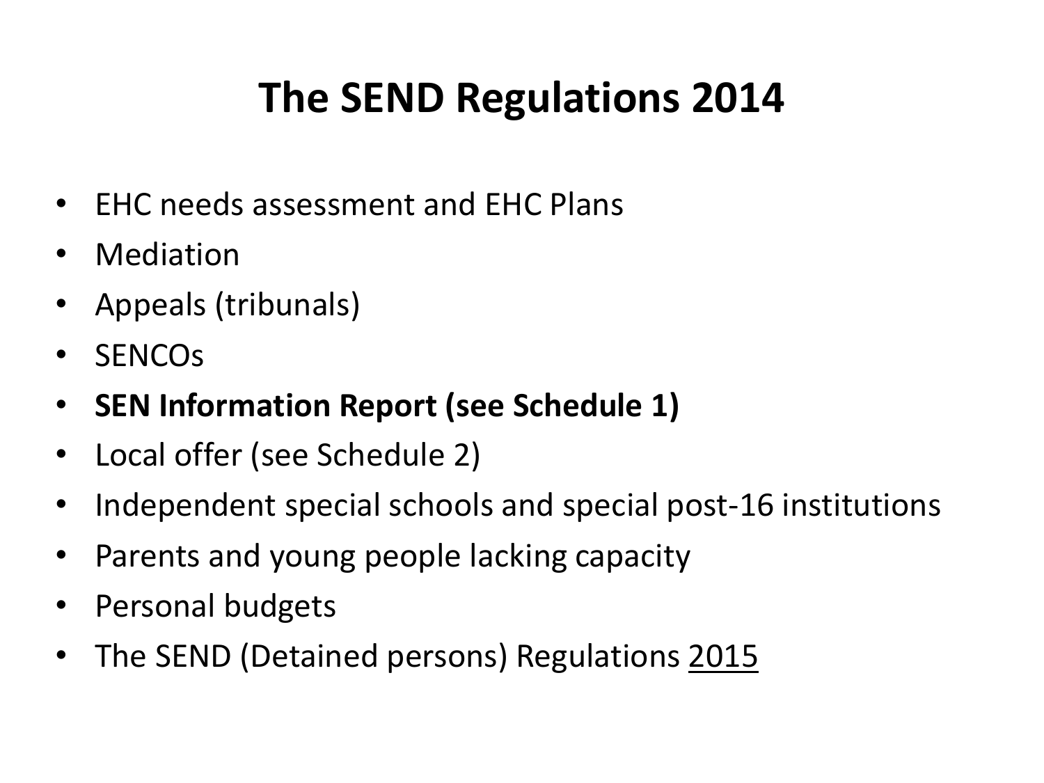# The SEND Regulations 2014

- EHC needs assessment and EHC Plans
- Mediation
- Appeals (tribunals)
- SENCOs
- **SEN Information Report (see Schedule 1)**
- Local offer (see Schedule 2)
- Independent special schools and special post-16 institutions
- Parents and young people lacking capacity
- Personal budgets
- The SEND (Detained persons) Regulations 2015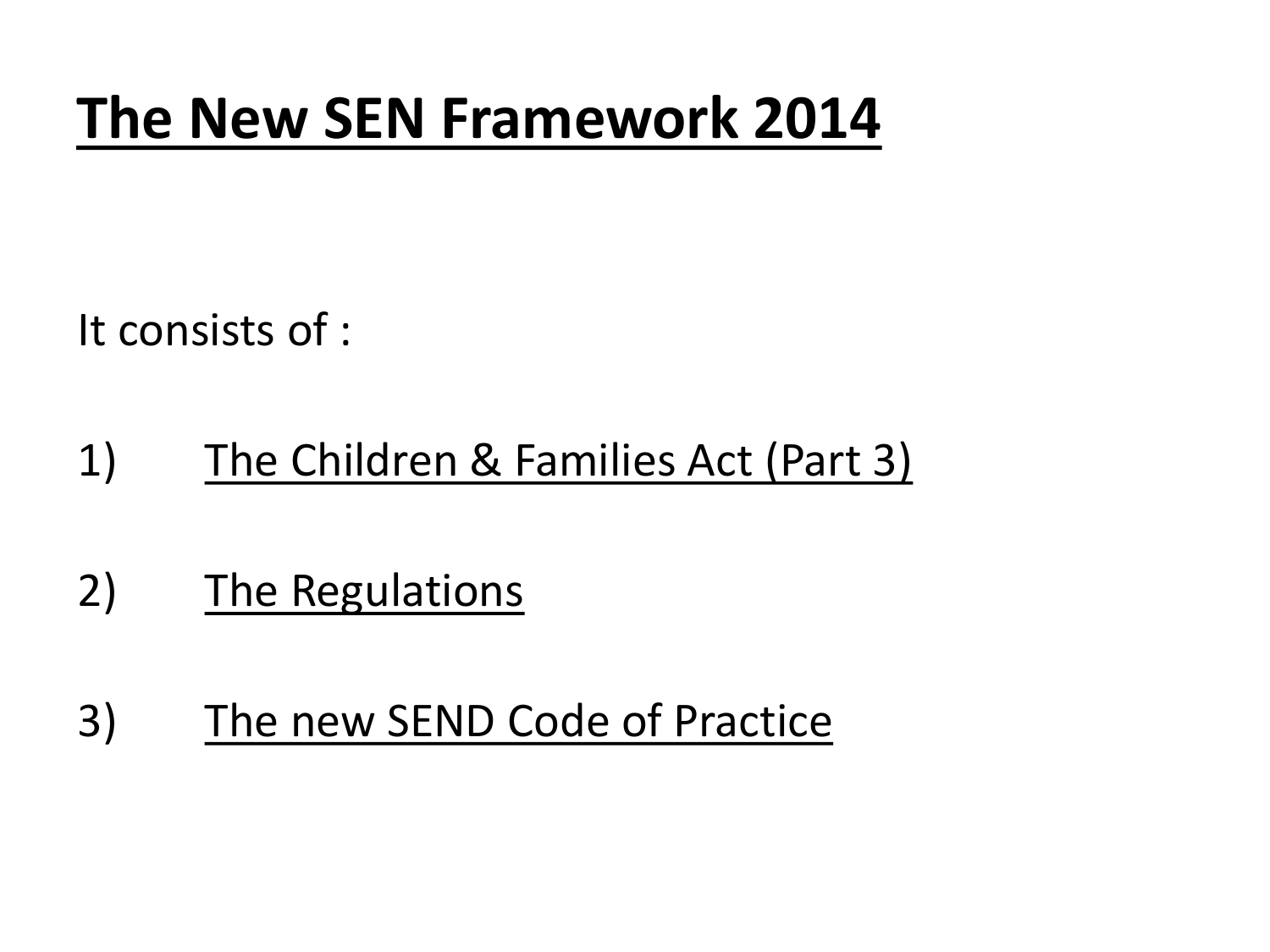# The New SEN Framework 2014

It consists of :

1) The Children & Families Act (Part 3)

2) The Regulations

3) The new SEND Code of Practice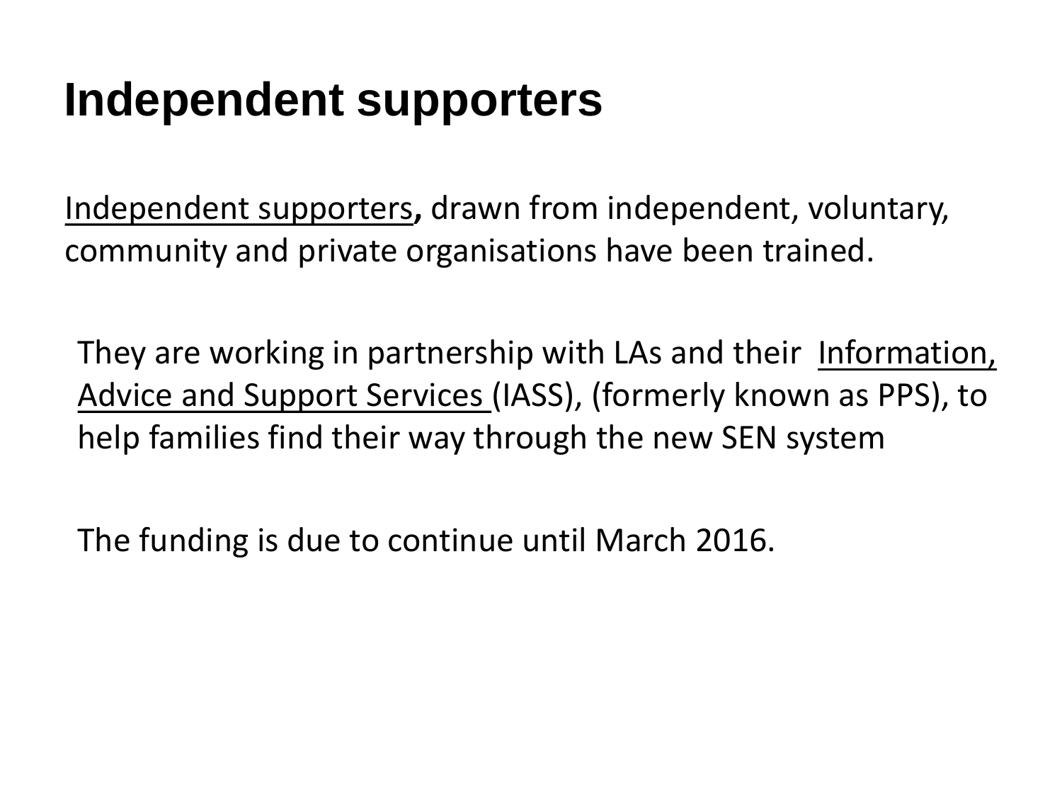# Independent supporters

Independent supporters**,** drawn from independent, voluntary, community and private organisations have been trained.

They are working in partnership with LAs and their Information, Advice and Support Services (IASS), (formerly known as PPS), to help families find their way through the new SEN system

The funding is due to continue until March 2016.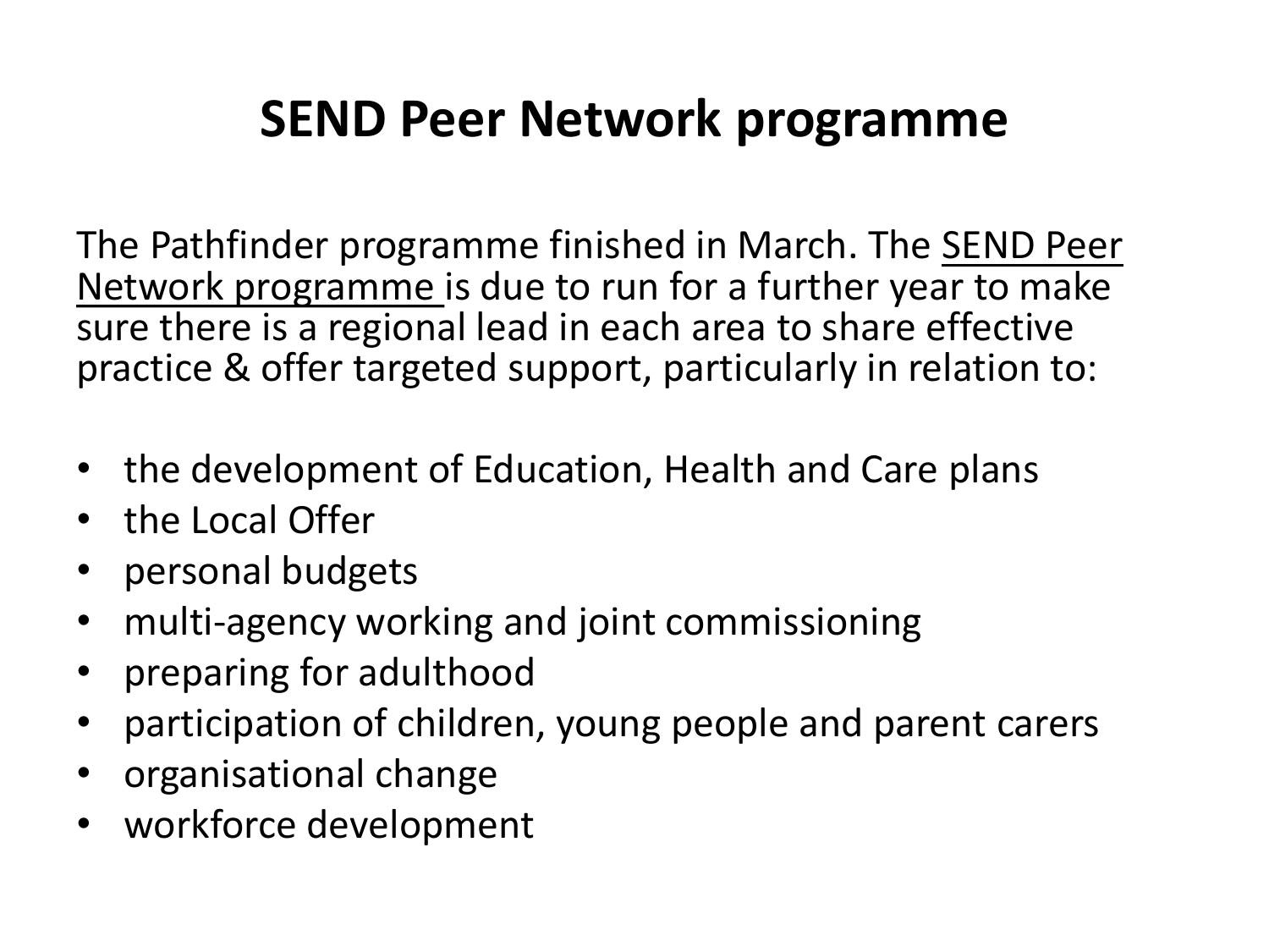# SEND Peer Network programme

The Pathfinder programme finished in March. The SEND Peer Network programme is due to run for a further year to make sure there is a regional lead in each area to share effective practice & offer targeted support, particularly in relation to:

- the development of Education, Health and Care plans
- the Local Offer
- personal budgets
- multi-agency working and joint commissioning
- preparing for adulthood
- participation of children, young people and parent carers
- organisational change
- workforce development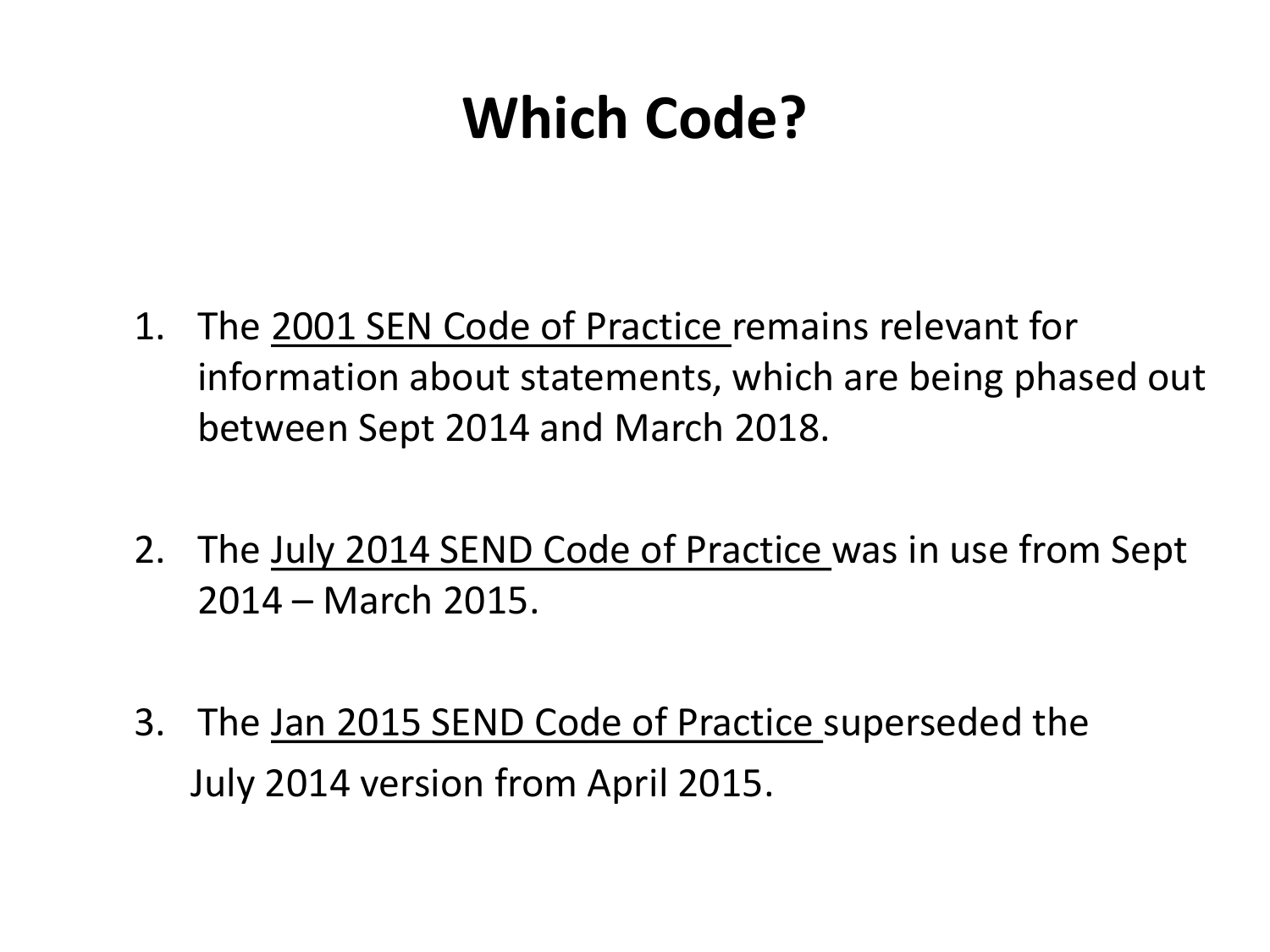# Which Code?

1. The <u>2001 SEN Code of Practice</u> remains relevant for information about statements, which are being phased out between Sept 2014 and March 2018.

2. The <u>July 2014 SEND Code of Practice</u> was in use from Sept 2014 – March 2015.

3. The <u>Jan 2015 SEND Code of Practice</u> superseded the July 2014 version from April 2015.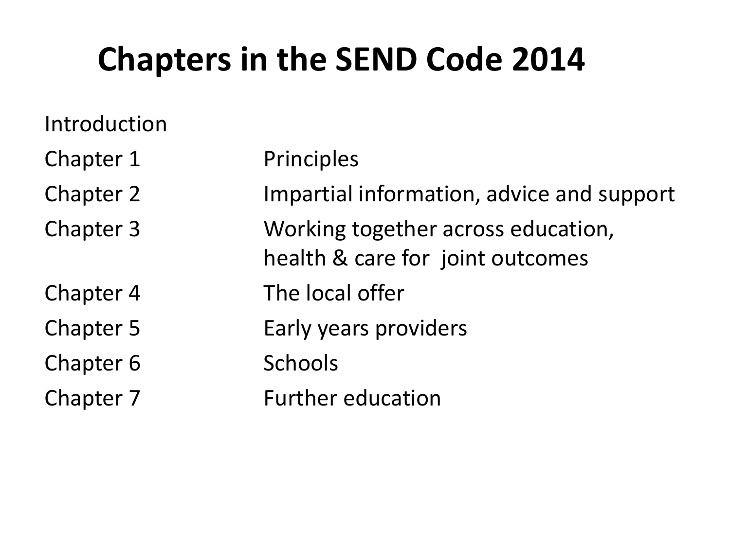# Chapters in the SEND Code 2014

| | |
|---|---|
| Introduction | |
| Chapter 1 | Principles |
| Chapter 2 | Impartial information, advice and support |
| Chapter 3 | Working together across education, health & care for joint outcomes |
| Chapter 4 | The local offer |
| Chapter 5 | Early years providers |
| Chapter 6 | Schools |
| Chapter 7 | Further education |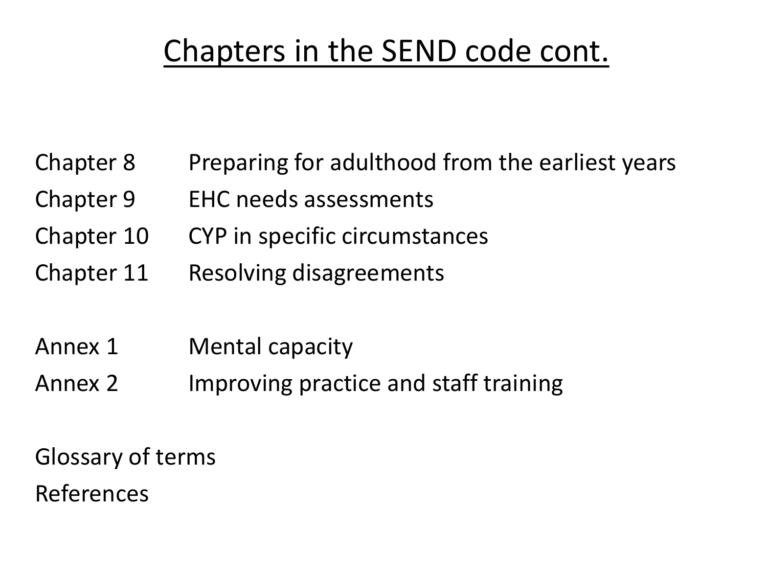# Chapters in the SEND code cont.

| | |
|---|---|
| Chapter 8 | Preparing for adulthood from the earliest years |
| Chapter 9 | EHC needs assessments |
| Chapter 10 | CYP in specific circumstances |
| Chapter 11 | Resolving disagreements |
| | |
| Annex 1 | Mental capacity |
| Annex 2 | Improving practice and staff training |

Glossary of terms

References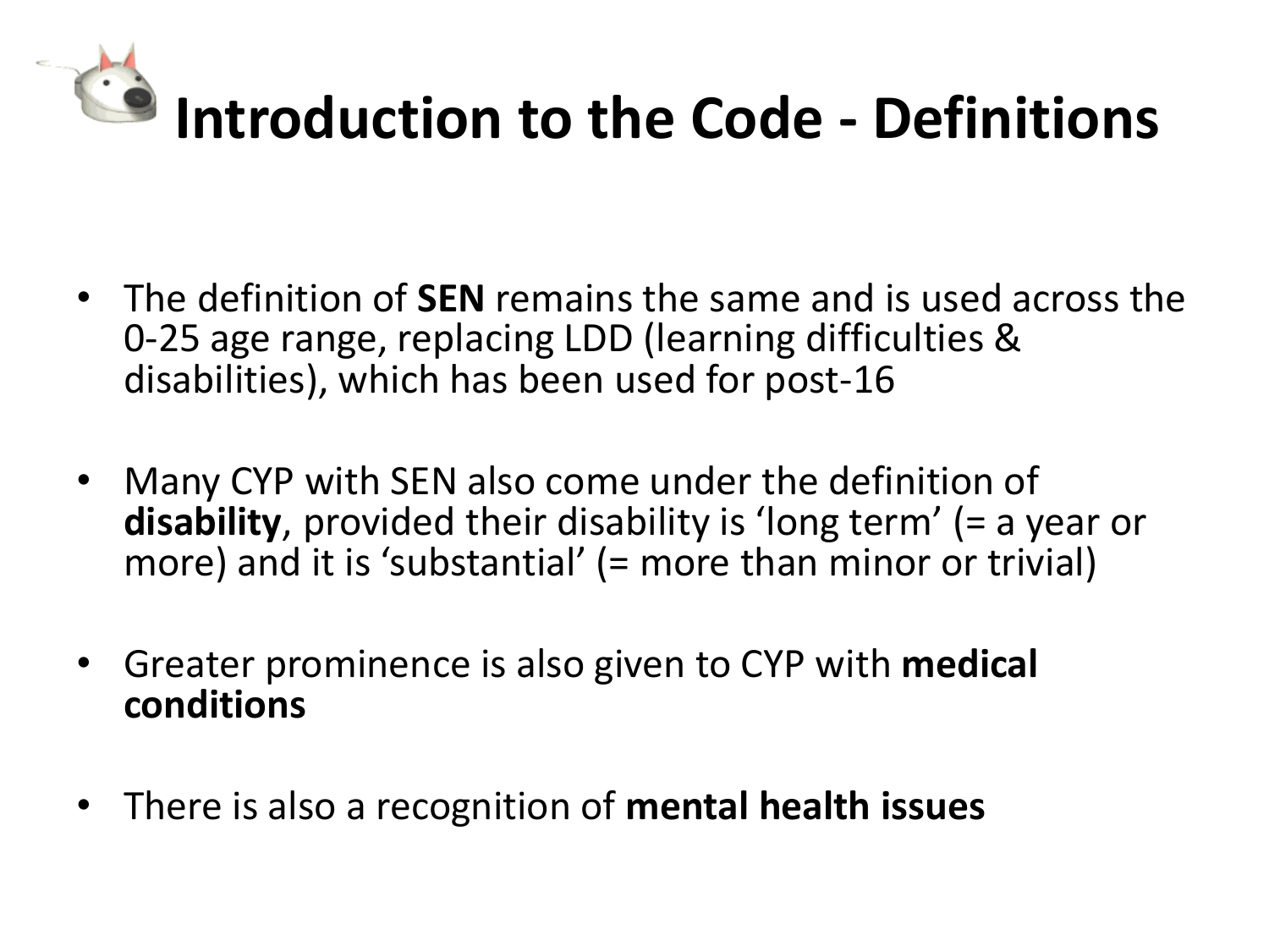# Introduction to the Code - Definitions

- The definition of **SEN** remains the same and is used across the 0-25 age range, replacing LDD (learning difficulties & disabilities), which has been used for post-16
- Many CYP with SEN also come under the definition of **disability**, provided their disability is 'long term' (= a year or more) and it is 'substantial' (= more than minor or trivial)
- Greater prominence is also given to CYP with **medical conditions**
- There is also a recognition of **mental health issues**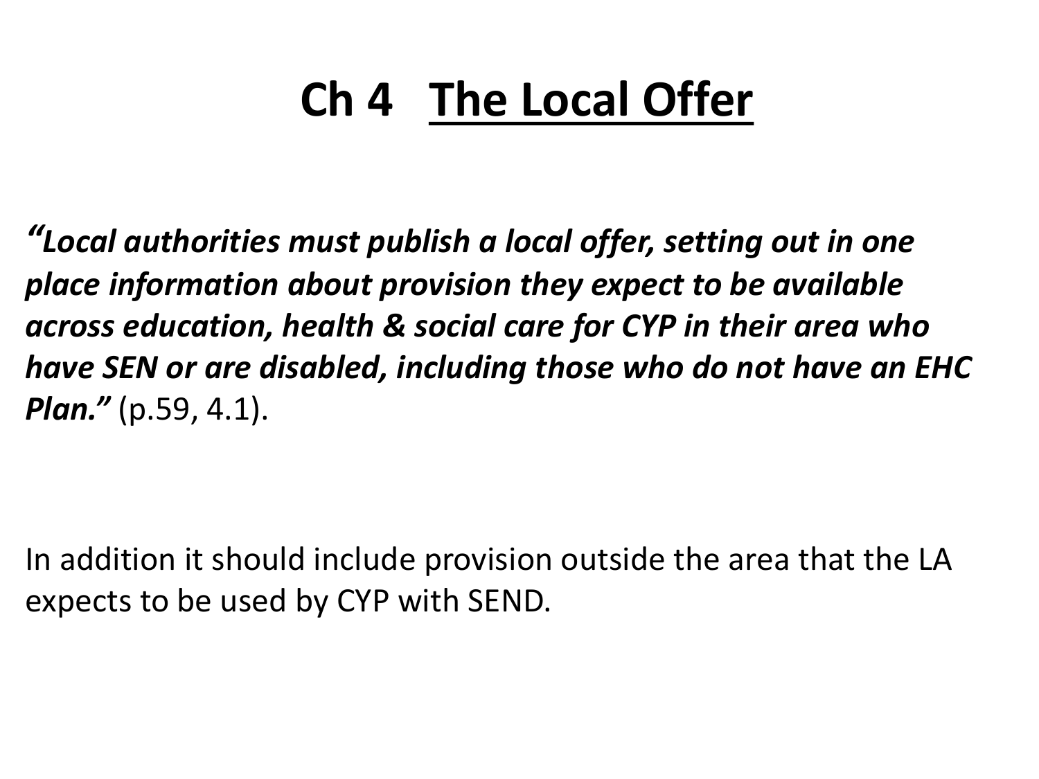# Ch 4 <u>The Local Offer</u>

***"Local authorities must publish a local offer, setting out in one place information about provision they expect to be available across education, health & social care for CYP in their area who have SEN or are disabled, including those who do not have an EHC Plan."*** (p.59, 4.1).

In addition it should include provision outside the area that the LA expects to be used by CYP with SEND.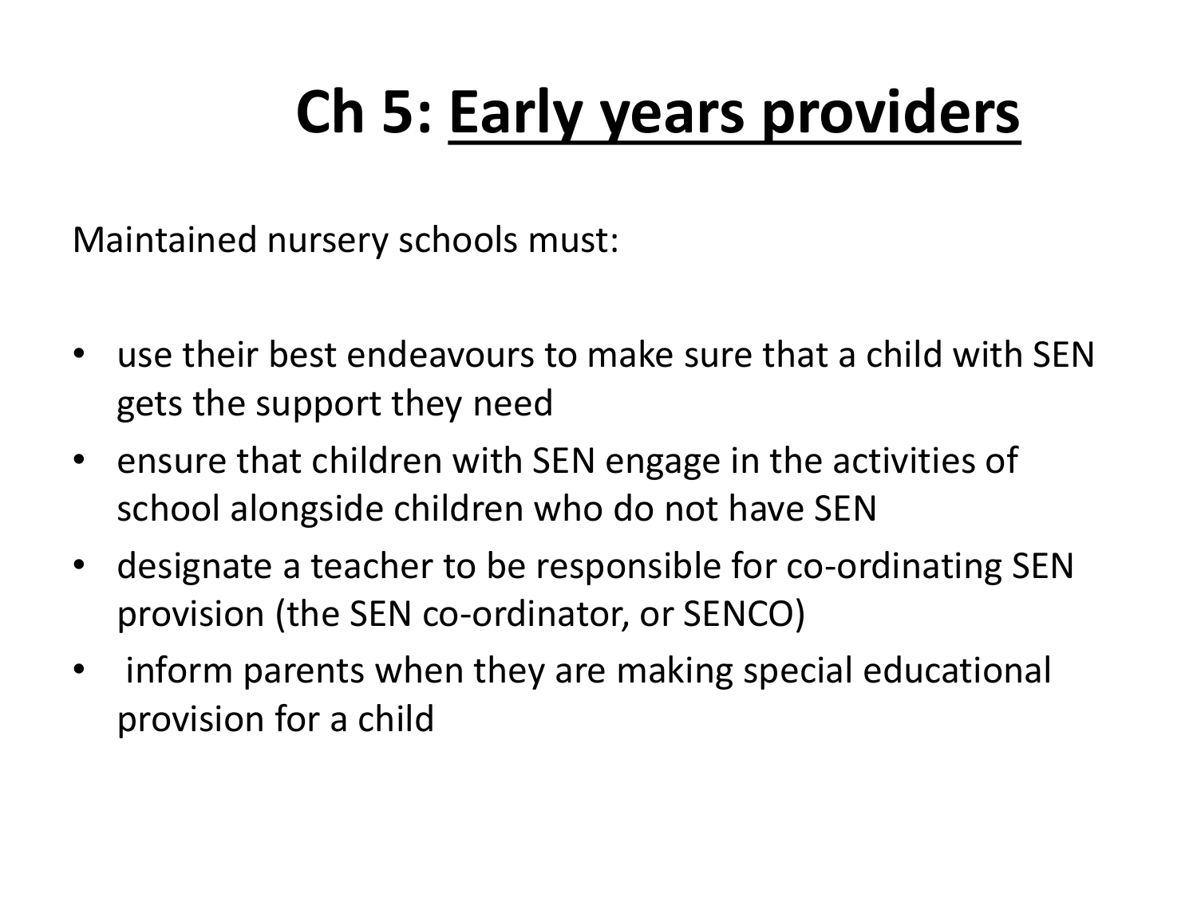# Ch 5: Early years providers

Maintained nursery schools must:

- use their best endeavours to make sure that a child with SEN gets the support they need
- ensure that children with SEN engage in the activities of school alongside children who do not have SEN
- designate a teacher to be responsible for co-ordinating SEN provision (the SEN co-ordinator, or SENCO)
- inform parents when they are making special educational provision for a child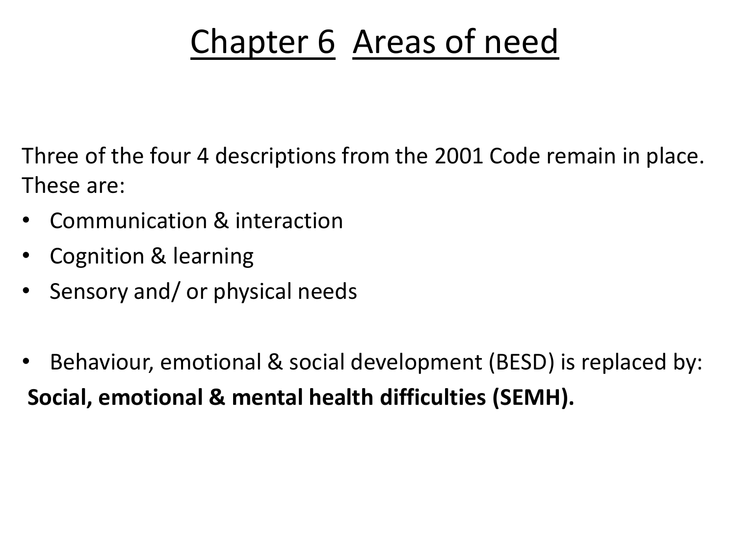# Chapter 6 Areas of need

Three of the four 4 descriptions from the 2001 Code remain in place. These are:

- Communication & interaction
- Cognition & learning
- Sensory and/ or physical needs

- Behaviour, emotional & social development (BESD) is replaced by:

**Social, emotional & mental health difficulties (SEMH).**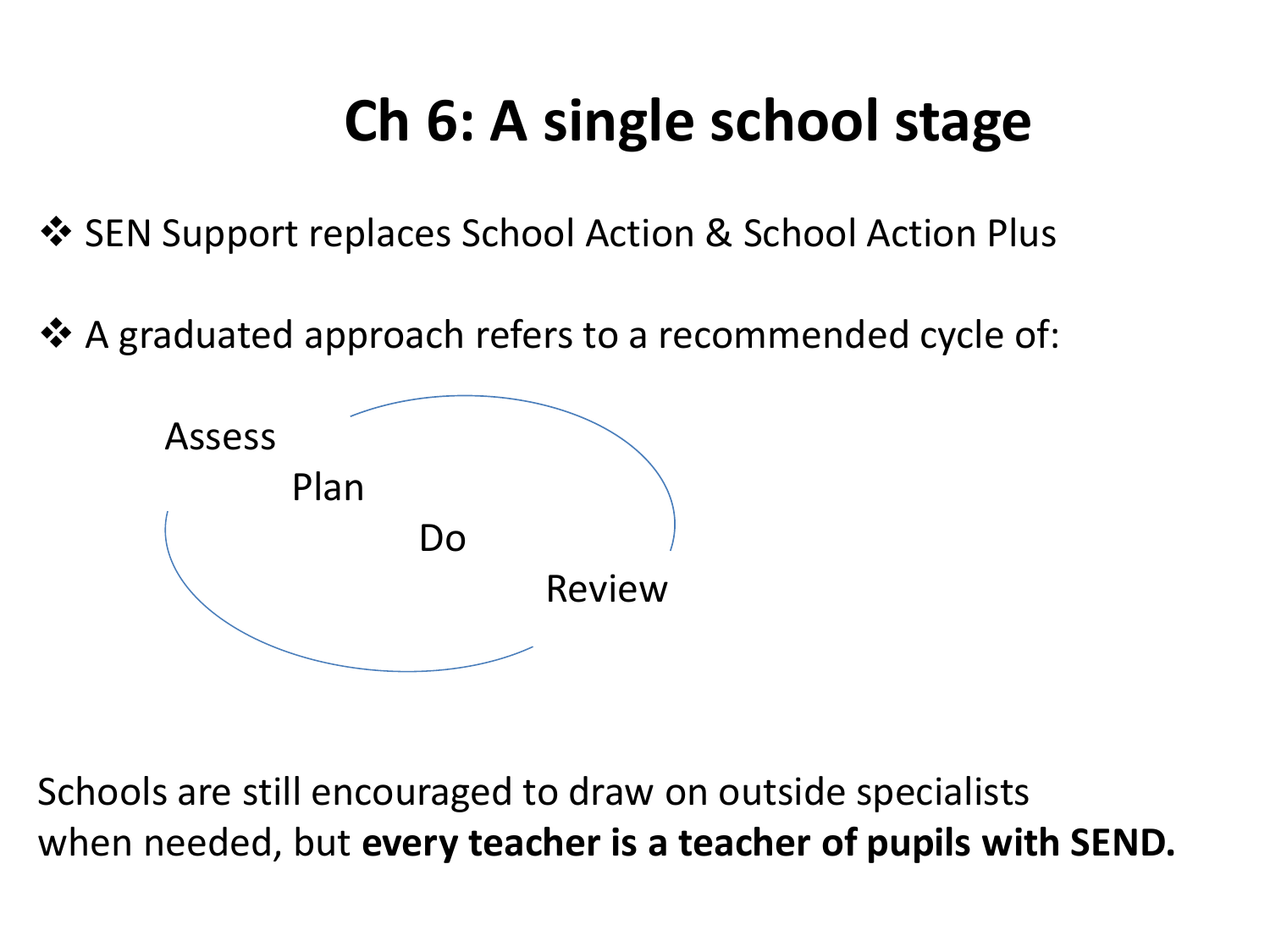# Ch 6: A single school stage

- SEN Support replaces School Action & School Action Plus
- A graduated approach refers to a recommended cycle of:

Assess
Plan
Do
Review

Schools are still encouraged to draw on outside specialists when needed, but **every teacher is a teacher of pupils with SEND.**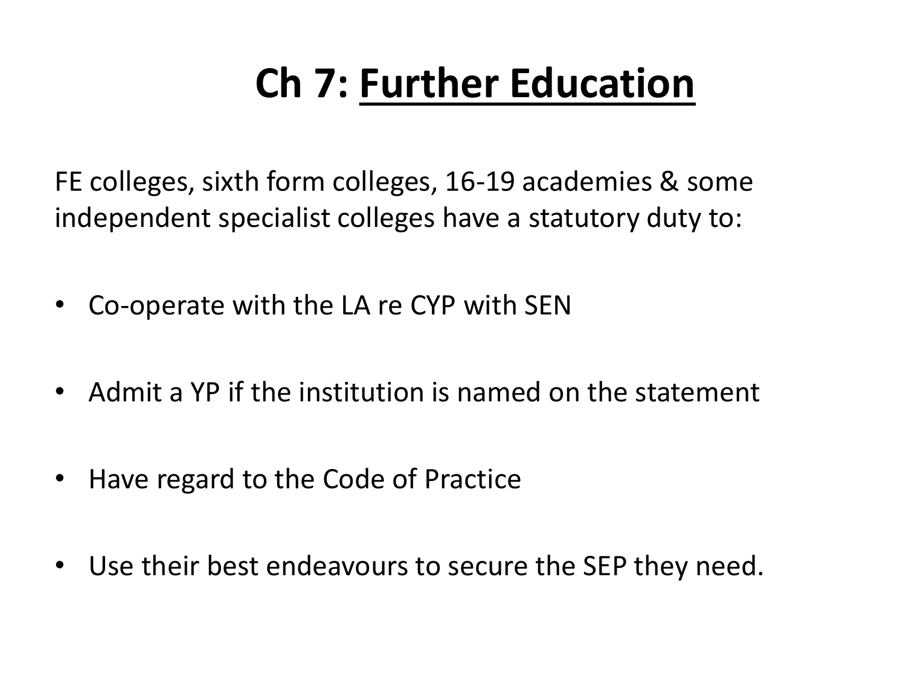# Ch 7: Further Education

FE colleges, sixth form colleges, 16-19 academies & some independent specialist colleges have a statutory duty to:

- Co-operate with the LA re CYP with SEN
- Admit a YP if the institution is named on the statement
- Have regard to the Code of Practice
- Use their best endeavours to secure the SEP they need.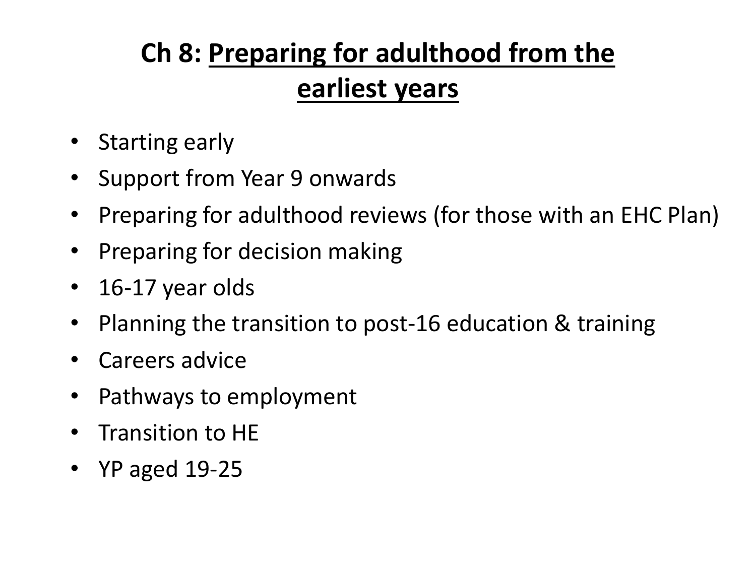# Ch 8: Preparing for adulthood from the earliest years

- Starting early
- Support from Year 9 onwards
- Preparing for adulthood reviews (for those with an EHC Plan)
- Preparing for decision making
- 16-17 year olds
- Planning the transition to post-16 education & training
- Careers advice
- Pathways to employment
- Transition to HE
- YP aged 19-25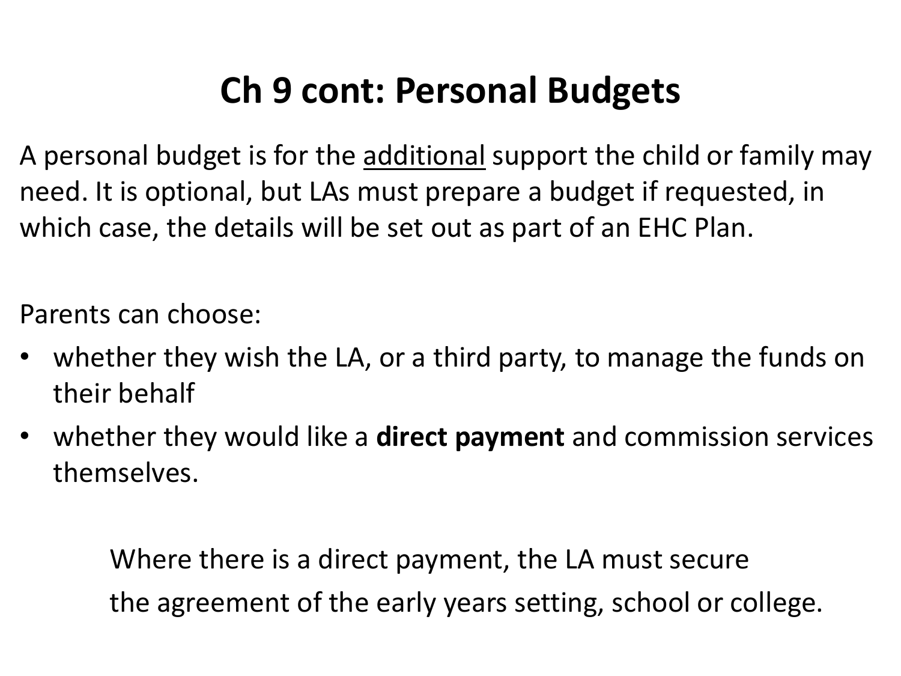# Ch 9 cont: Personal Budgets

A personal budget is for the <u>additional</u> support the child or family may need. It is optional, but LAs must prepare a budget if requested, in which case, the details will be set out as part of an EHC Plan.

Parents can choose:

- whether they wish the LA, or a third party, to manage the funds on their behalf
- whether they would like a **direct payment** and commission services themselves.

Where there is a direct payment, the LA must secure the agreement of the early years setting, school or college.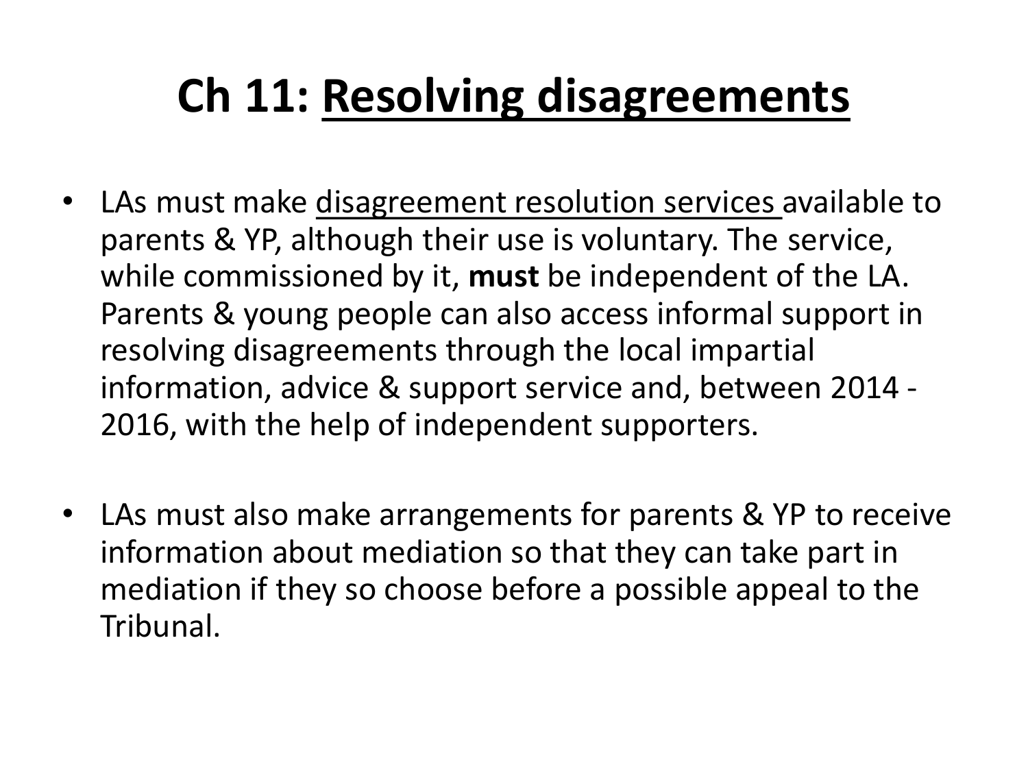# Ch 11: Resolving disagreements

- LAs must make disagreement resolution services available to parents & YP, although their use is voluntary. The service, while commissioned by it, **must** be independent of the LA. Parents & young people can also access informal support in resolving disagreements through the local impartial information, advice & support service and, between 2014 - 2016, with the help of independent supporters.

- LAs must also make arrangements for parents & YP to receive information about mediation so that they can take part in mediation if they so choose before a possible appeal to the Tribunal.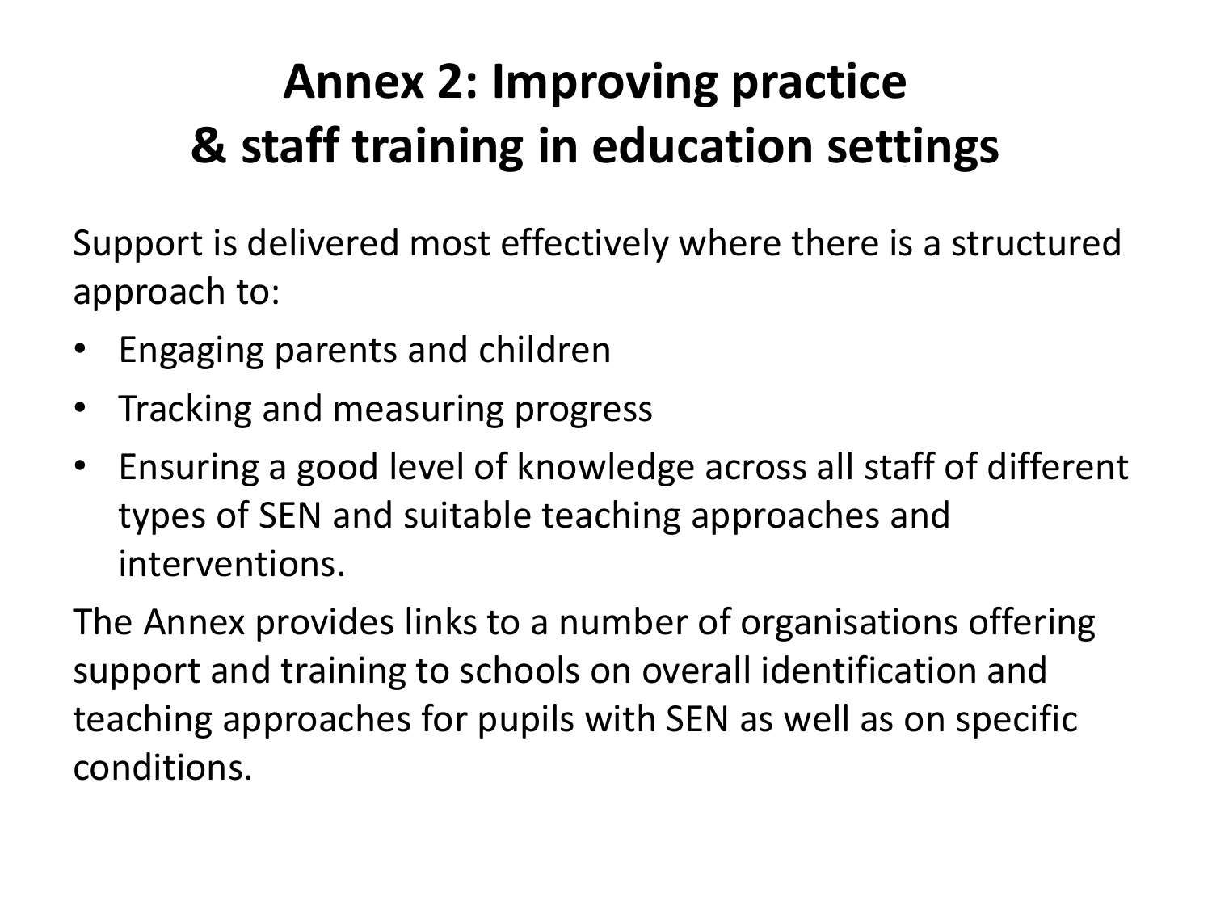# Annex 2: Improving practice & staff training in education settings

Support is delivered most effectively where there is a structured approach to:

- Engaging parents and children
- Tracking and measuring progress
- Ensuring a good level of knowledge across all staff of different types of SEN and suitable teaching approaches and interventions.

The Annex provides links to a number of organisations offering support and training to schools on overall identification and teaching approaches for pupils with SEN as well as on specific conditions.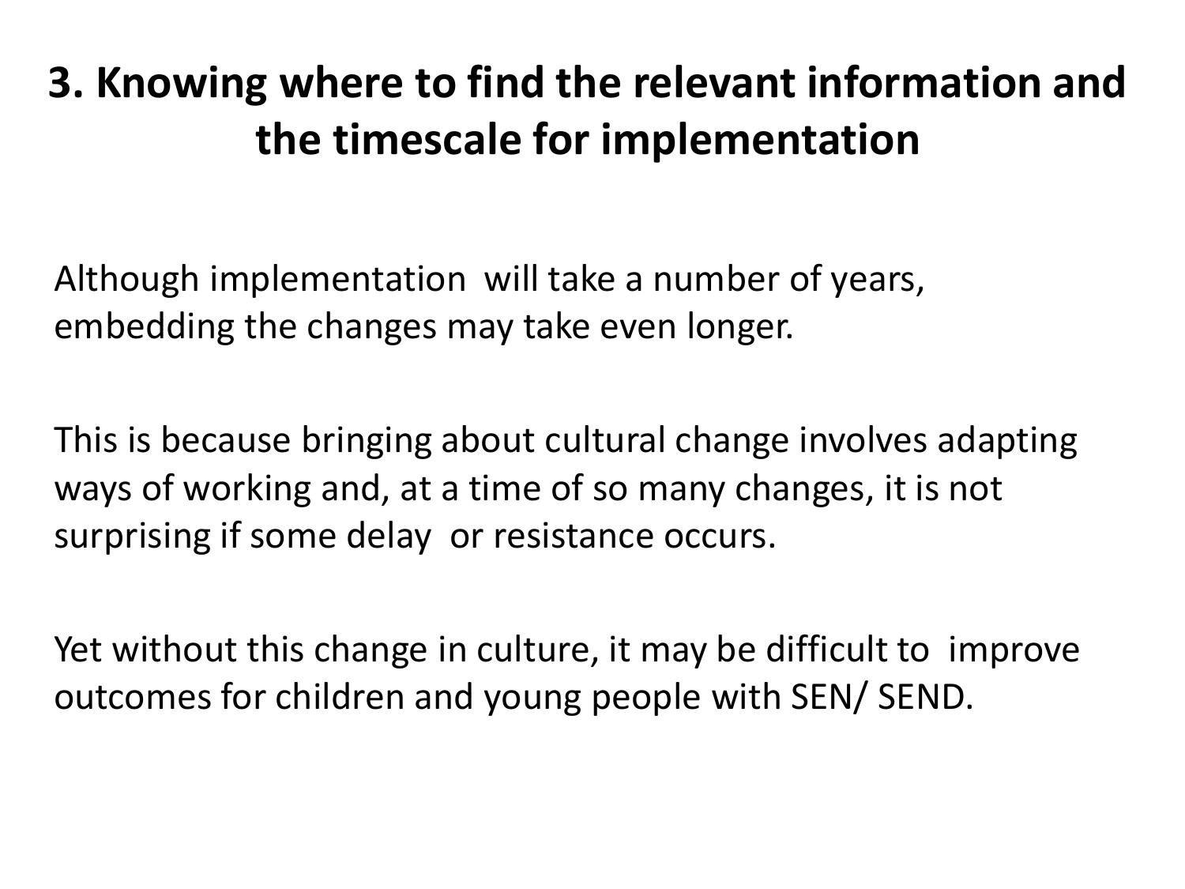# 3. Knowing where to find the relevant information and the timescale for implementation

Although implementation will take a number of years, embedding the changes may take even longer.

This is because bringing about cultural change involves adapting ways of working and, at a time of so many changes, it is not surprising if some delay or resistance occurs.

Yet without this change in culture, it may be difficult to improve outcomes for children and young people with SEN/ SEND.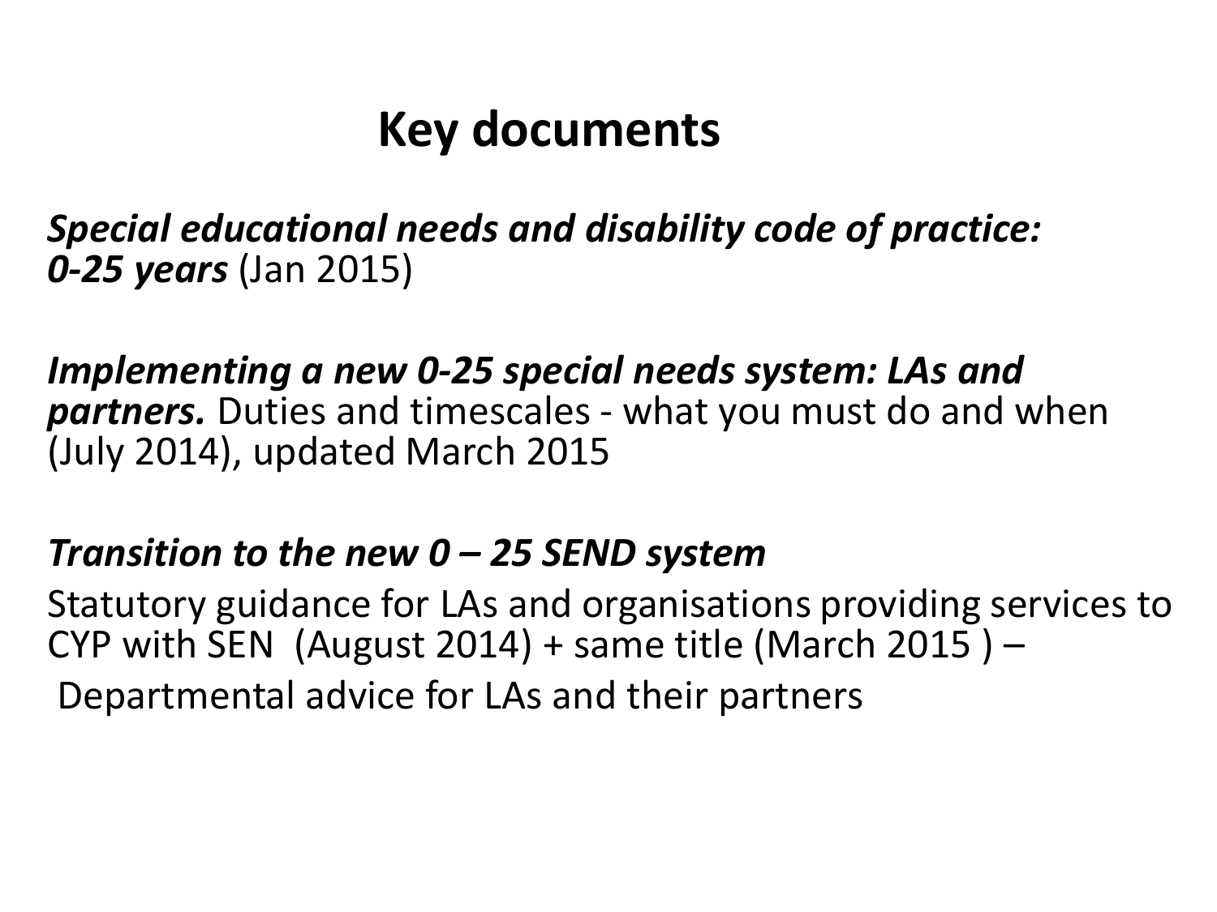# Key documents

***Special educational needs and disability code of practice: 0-25 years*** (Jan 2015)

***Implementing a new 0-25 special needs system: LAs and partners.*** Duties and timescales - what you must do and when (July 2014), updated March 2015

***Transition to the new 0 – 25 SEND system***

Statutory guidance for LAs and organisations providing services to CYP with SEN (August 2014) + same title (March 2015 ) –

Departmental advice for LAs and their partners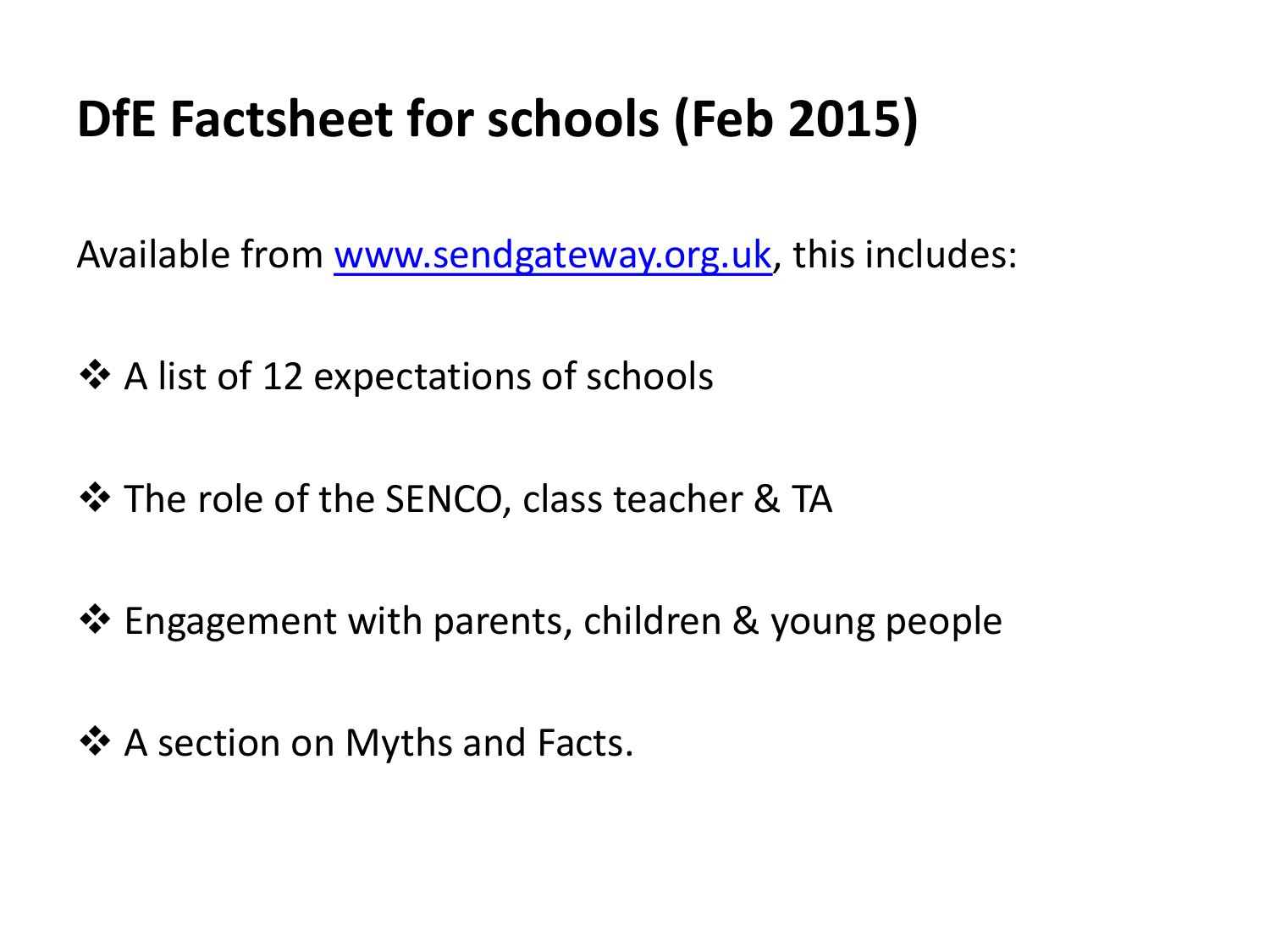# DfE Factsheet for schools (Feb 2015)

Available from [www.sendgateway.org.uk](http://www.sendgateway.org.uk), this includes:

- A list of 12 expectations of schools
- The role of the SENCO, class teacher & TA
- Engagement with parents, children & young people
- A section on Myths and Facts.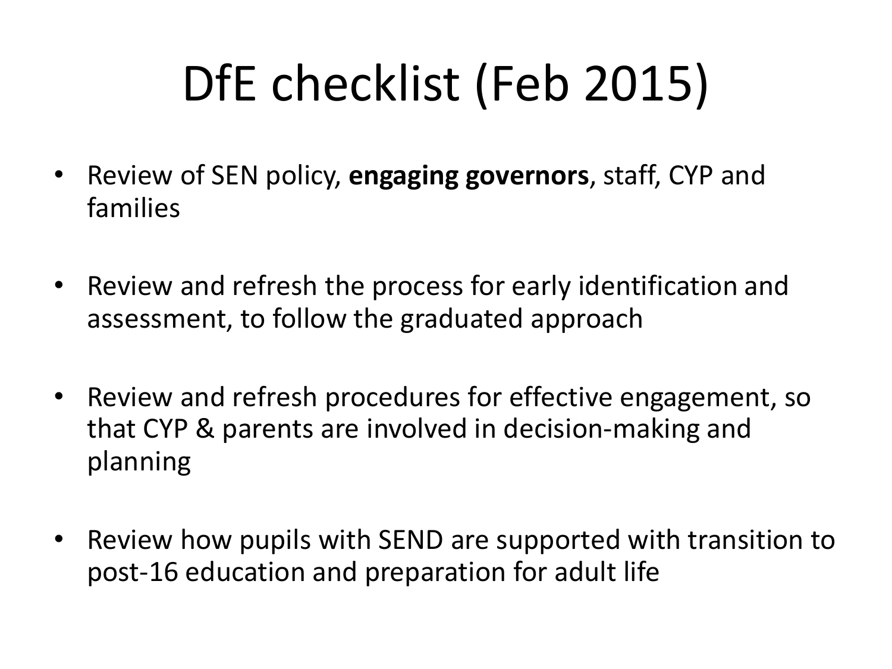# DfE checklist (Feb 2015)

- Review of SEN policy, **engaging governors**, staff, CYP and families
- Review and refresh the process for early identification and assessment, to follow the graduated approach
- Review and refresh procedures for effective engagement, so that CYP & parents are involved in decision-making and planning
- Review how pupils with SEND are supported with transition to post-16 education and preparation for adult life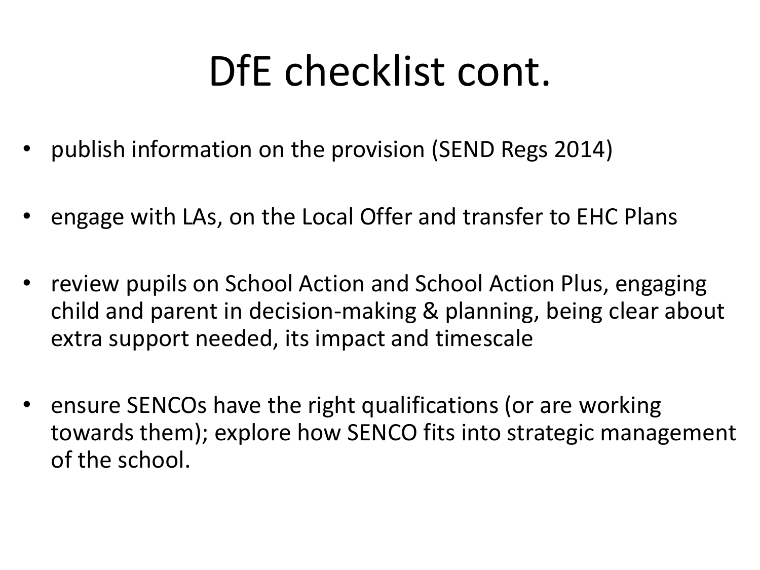# DfE checklist cont.

- publish information on the provision (SEND Regs 2014)
- engage with LAs, on the Local Offer and transfer to EHC Plans
- review pupils on School Action and School Action Plus, engaging child and parent in decision-making & planning, being clear about extra support needed, its impact and timescale
- ensure SENCOs have the right qualifications (or are working towards them); explore how SENCO fits into strategic management of the school.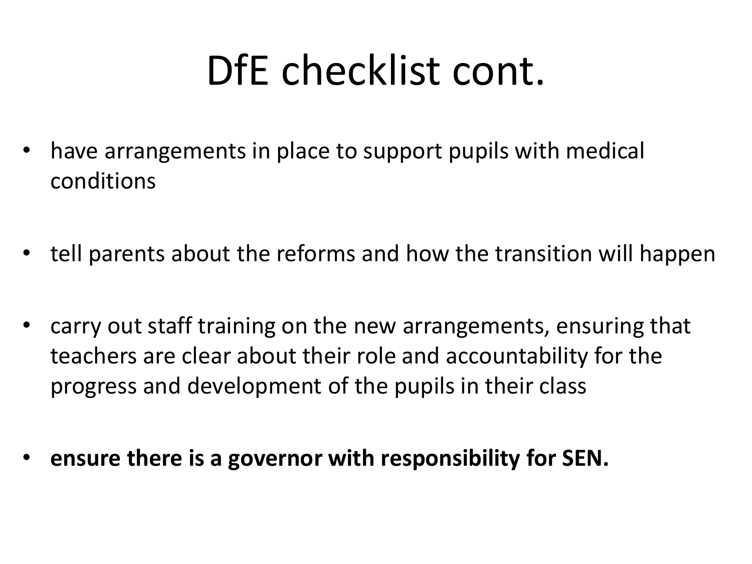# DfE checklist cont.

- have arrangements in place to support pupils with medical conditions
- tell parents about the reforms and how the transition will happen
- carry out staff training on the new arrangements, ensuring that teachers are clear about their role and accountability for the progress and development of the pupils in their class
- **ensure there is a governor with responsibility for SEN.**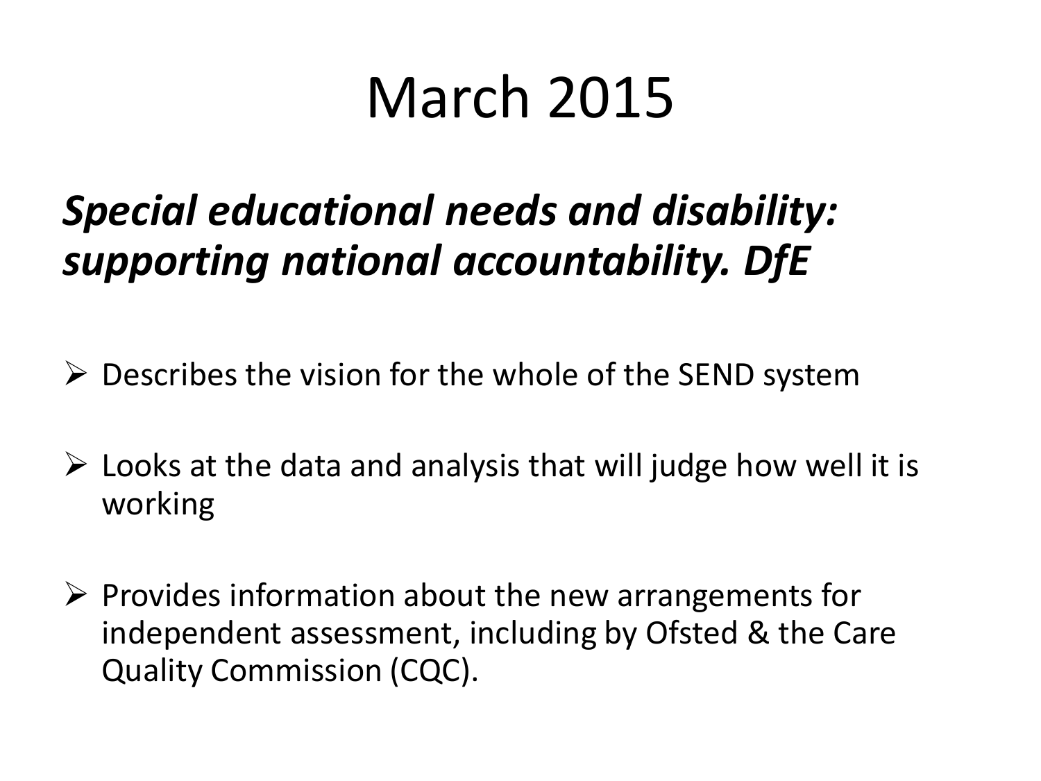# March 2015

## ***Special educational needs and disability: supporting national accountability. DfE***

- Describes the vision for the whole of the SEND system
- Looks at the data and analysis that will judge how well it is working
- Provides information about the new arrangements for independent assessment, including by Ofsted & the Care Quality Commission (CQC).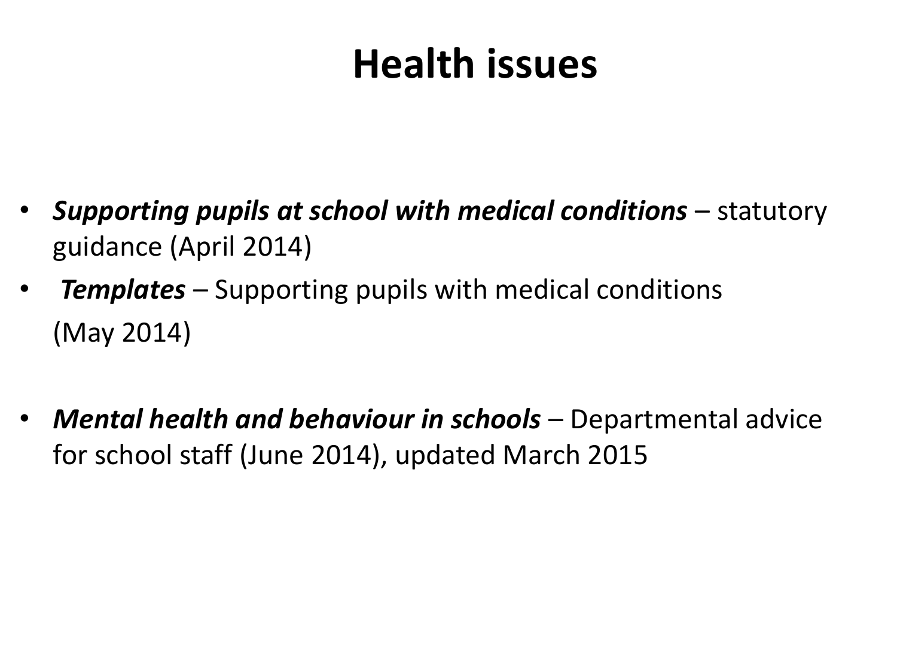# Health issues

- ***Supporting pupils at school with medical conditions*** – statutory guidance (April 2014)
- ***Templates*** – Supporting pupils with medical conditions (May 2014)
- ***Mental health and behaviour in schools*** – Departmental advice for school staff (June 2014), updated March 2015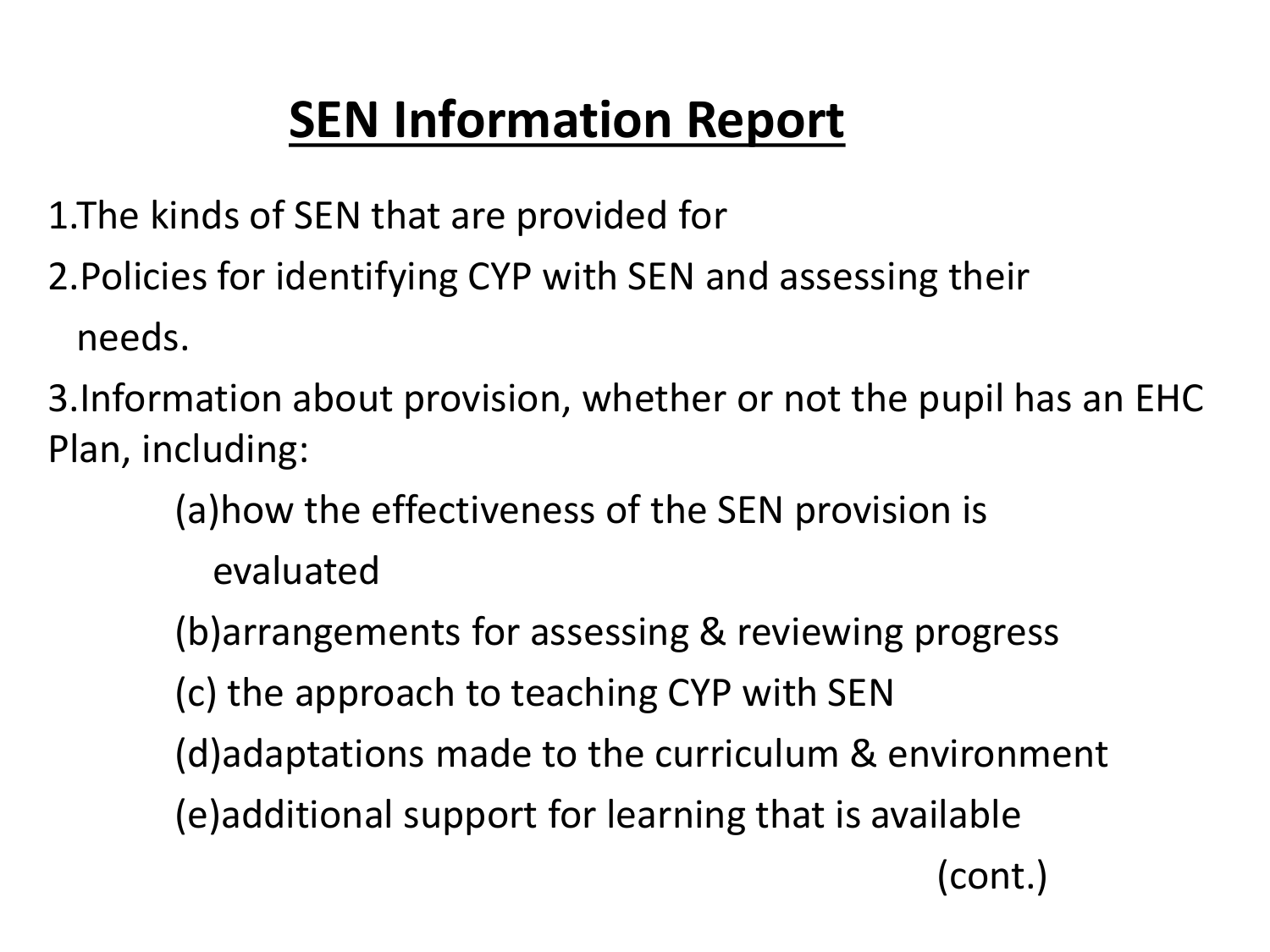# SEN Information Report

1. The kinds of SEN that are provided for
2. Policies for identifying CYP with SEN and assessing their needs.
3. Information about provision, whether or not the pupil has an EHC Plan, including:
   - (a) how the effectiveness of the SEN provision is evaluated
   - (b) arrangements for assessing & reviewing progress
   - (c) the approach to teaching CYP with SEN
   - (d) adaptations made to the curriculum & environment
   - (e) additional support for learning that is available

(cont.)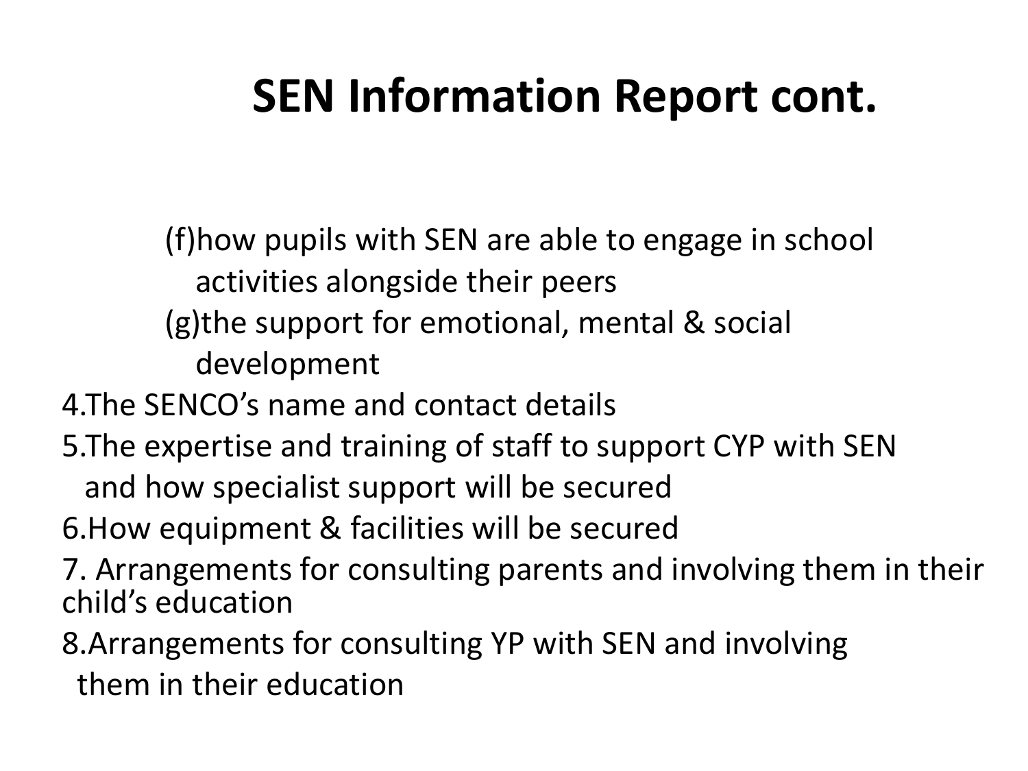# SEN Information Report cont.

(f) how pupils with SEN are able to engage in school activities alongside their peers

(g) the support for emotional, mental & social development

4. The SENCO's name and contact details
5. The expertise and training of staff to support CYP with SEN and how specialist support will be secured
6. How equipment & facilities will be secured
7. Arrangements for consulting parents and involving them in their child's education
8. Arrangements for consulting YP with SEN and involving them in their education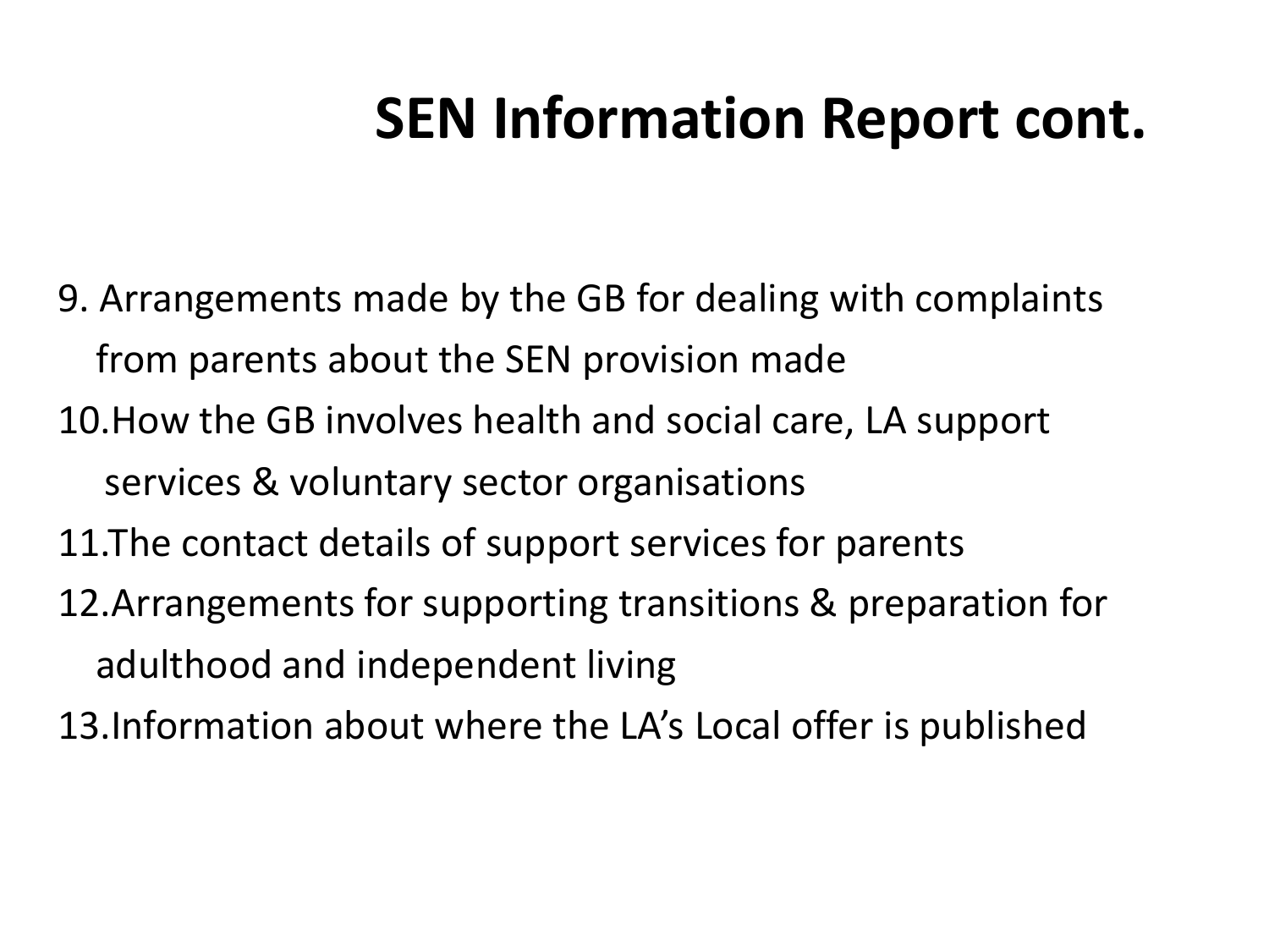# SEN Information Report cont.

9. Arrangements made by the GB for dealing with complaints from parents about the SEN provision made
10. How the GB involves health and social care, LA support services & voluntary sector organisations
11. The contact details of support services for parents
12. Arrangements for supporting transitions & preparation for adulthood and independent living
13. Information about where the LA's Local offer is published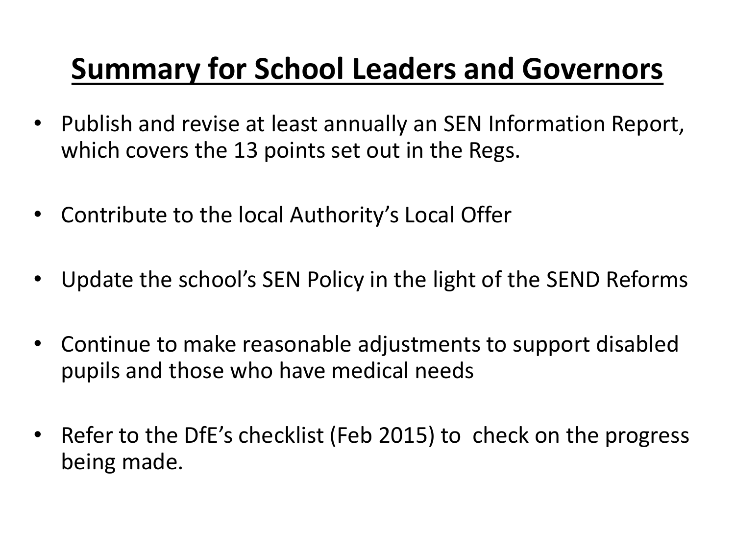# Summary for School Leaders and Governors

- Publish and revise at least annually an SEN Information Report, which covers the 13 points set out in the Regs.
- Contribute to the local Authority's Local Offer
- Update the school's SEN Policy in the light of the SEND Reforms
- Continue to make reasonable adjustments to support disabled pupils and those who have medical needs
- Refer to the DfE's checklist (Feb 2015) to check on the progress being made.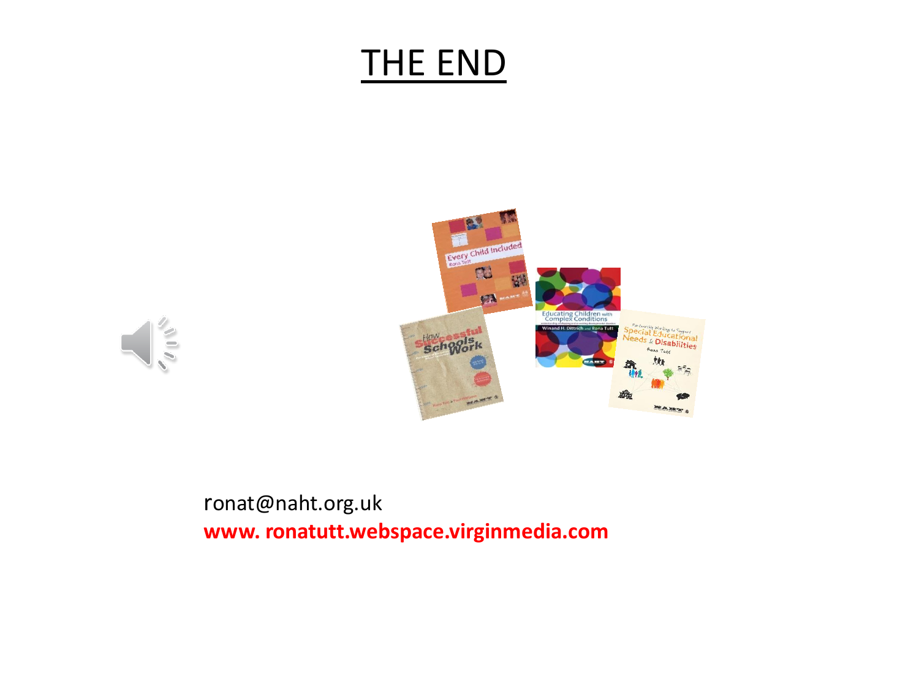# THE END

ronat@naht.org.uk

**www. ronatutt.webspace.virginmedia.com**